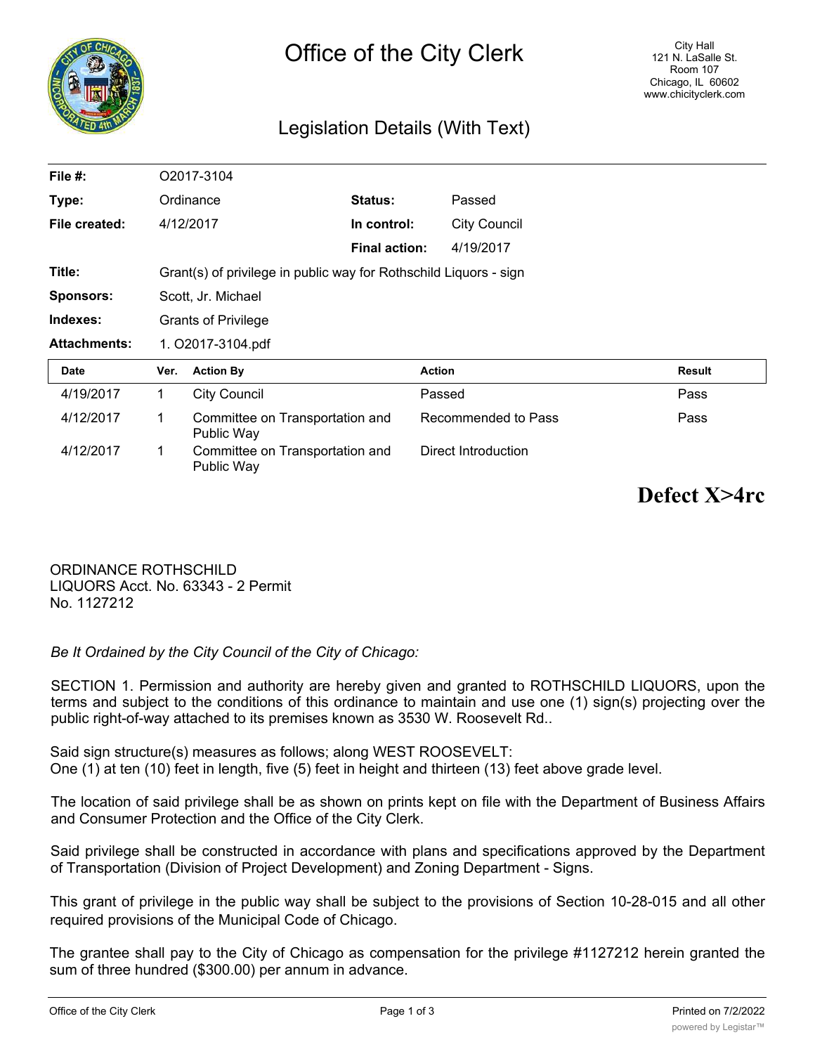# Office of the City Clerk

City Hall
121 N. LaSalle St.
Room 107
Chicago, IL 60602
www.chicityclerk.com

## Legislation Details (With Text)

| | | | |
|---|---|---|---|
| **File #:** | O2017-3104 | | |
| **Type:** | Ordinance | **Status:** | Passed |
| **File created:** | 4/12/2017 | **In control:** | City Council |
| | | **Final action:** | 4/19/2017 |
| **Title:** | Grant(s) of privilege in public way for Rothschild Liquors - sign | | |
| **Sponsors:** | Scott, Jr. Michael | | |
| **Indexes:** | Grants of Privilege | | |
| **Attachments:** | 1. O2017-3104.pdf | | |

| Date | Ver. | Action By | Action | Result |
|---|---|---|---|---|
| 4/19/2017 | 1 | City Council | Passed | Pass |
| 4/12/2017 | 1 | Committee on Transportation and Public Way | Recommended to Pass | Pass |
| 4/12/2017 | 1 | Committee on Transportation and Public Way | Direct Introduction | |

**Defect X>4rc**

ORDINANCE ROTHSCHILD
LIQUORS Acct. No. 63343 - 2 Permit
No. 1127212

*Be It Ordained by the City Council of the City of Chicago:*

SECTION 1. Permission and authority are hereby given and granted to ROTHSCHILD LIQUORS, upon the terms and subject to the conditions of this ordinance to maintain and use one (1) sign(s) projecting over the public right-of-way attached to its premises known as 3530 W. Roosevelt Rd..

Said sign structure(s) measures as follows; along WEST ROOSEVELT:
One (1) at ten (10) feet in length, five (5) feet in height and thirteen (13) feet above grade level.

The location of said privilege shall be as shown on prints kept on file with the Department of Business Affairs and Consumer Protection and the Office of the City Clerk.

Said privilege shall be constructed in accordance with plans and specifications approved by the Department of Transportation (Division of Project Development) and Zoning Department - Signs.

This grant of privilege in the public way shall be subject to the provisions of Section 10-28-015 and all other required provisions of the Municipal Code of Chicago.

The grantee shall pay to the City of Chicago as compensation for the privilege #1127212 herein granted the sum of three hundred ($300.00) per annum in advance.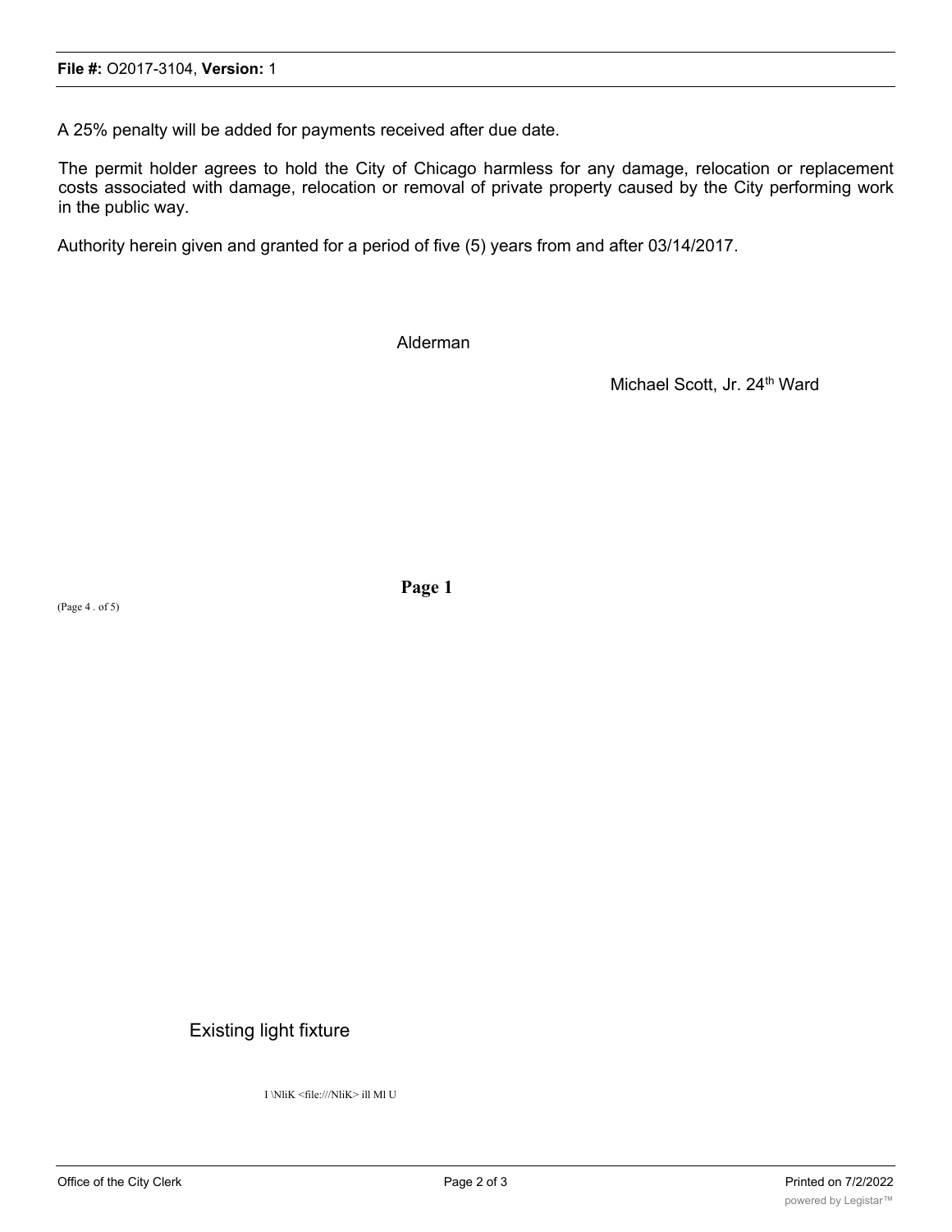A 25% penalty will be added for payments received after due date.

The permit holder agrees to hold the City of Chicago harmless for any damage, relocation or replacement costs associated with damage, relocation or removal of private property caused by the City performing work in the public way.

Authority herein given and granted for a period of five (5) years from and after 03/14/2017.

Alderman

Michael Scott, Jr. 24th Ward

**Page 1**

(Page 4 . of 5)

Existing light fixture

I \NliK <file:///NliK> ill Ml U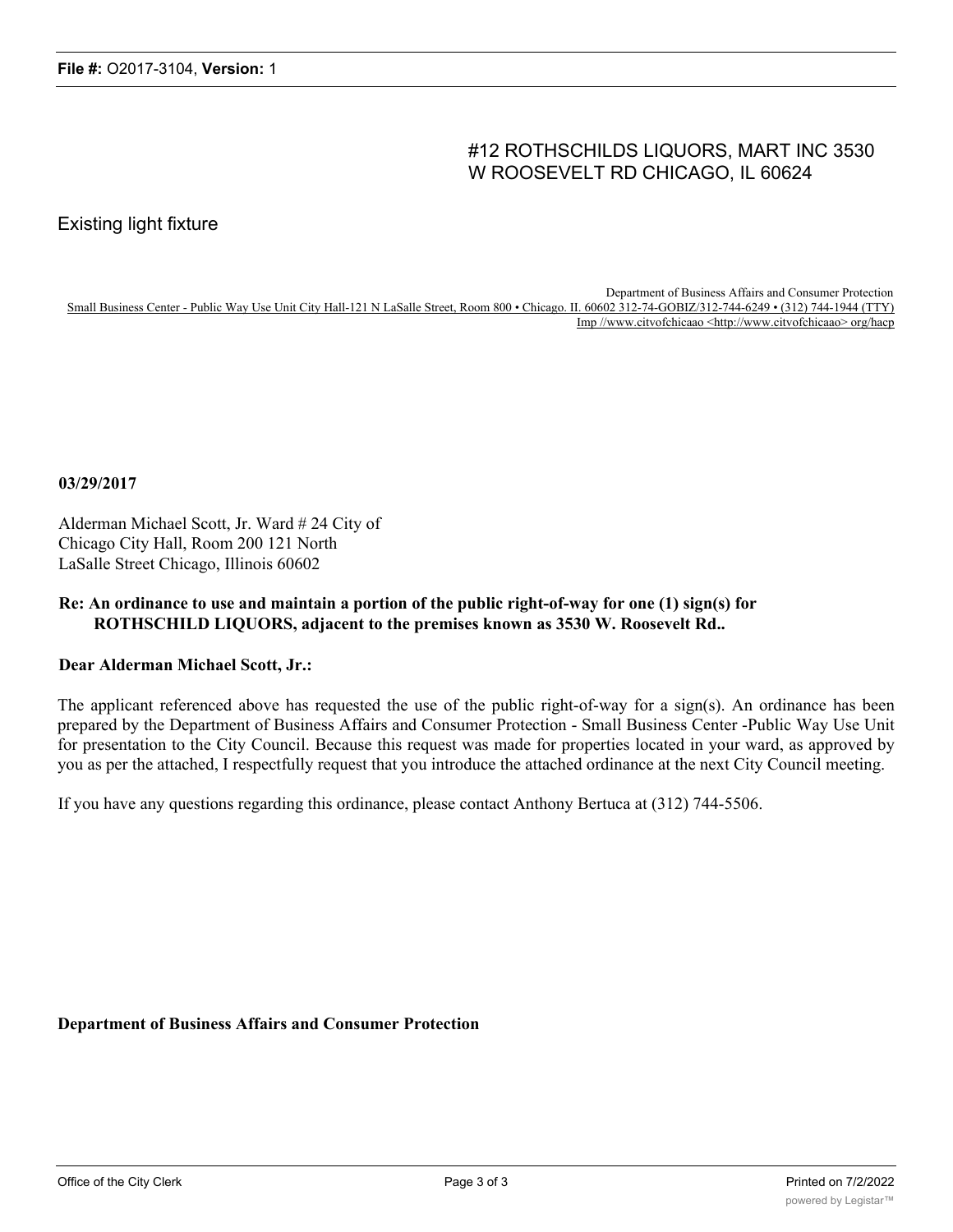#12 ROTHSCHILDS LIQUORS, MART INC 3530 W ROOSEVELT RD CHICAGO, IL 60624

Existing light fixture

Department of Business Affairs and Consumer Protection
Small Business Center - Public Way Use Unit City Hall-121 N LaSalle Street, Room 800 • Chicago. II. 60602 312-74-GOBIZ/312-744-6249 • (312) 744-1944 (TTY)
Imp //www.citvofchicaao <http://www.citvofchicaao> org/hacp

**03/29/2017**

Alderman Michael Scott, Jr. Ward # 24 City of Chicago City Hall, Room 200 121 North LaSalle Street Chicago, Illinois 60602

**Re: An ordinance to use and maintain a portion of the public right-of-way for one (1) sign(s) for ROTHSCHILD LIQUORS, adjacent to the premises known as 3530 W. Roosevelt Rd..**

**Dear Alderman Michael Scott, Jr.:**

The applicant referenced above has requested the use of the public right-of-way for a sign(s). An ordinance has been prepared by the Department of Business Affairs and Consumer Protection - Small Business Center -Public Way Use Unit for presentation to the City Council. Because this request was made for properties located in your ward, as approved by you as per the attached, I respectfully request that you introduce the attached ordinance at the next City Council meeting.

If you have any questions regarding this ordinance, please contact Anthony Bertuca at (312) 744-5506.

**Department of Business Affairs and Consumer Protection**